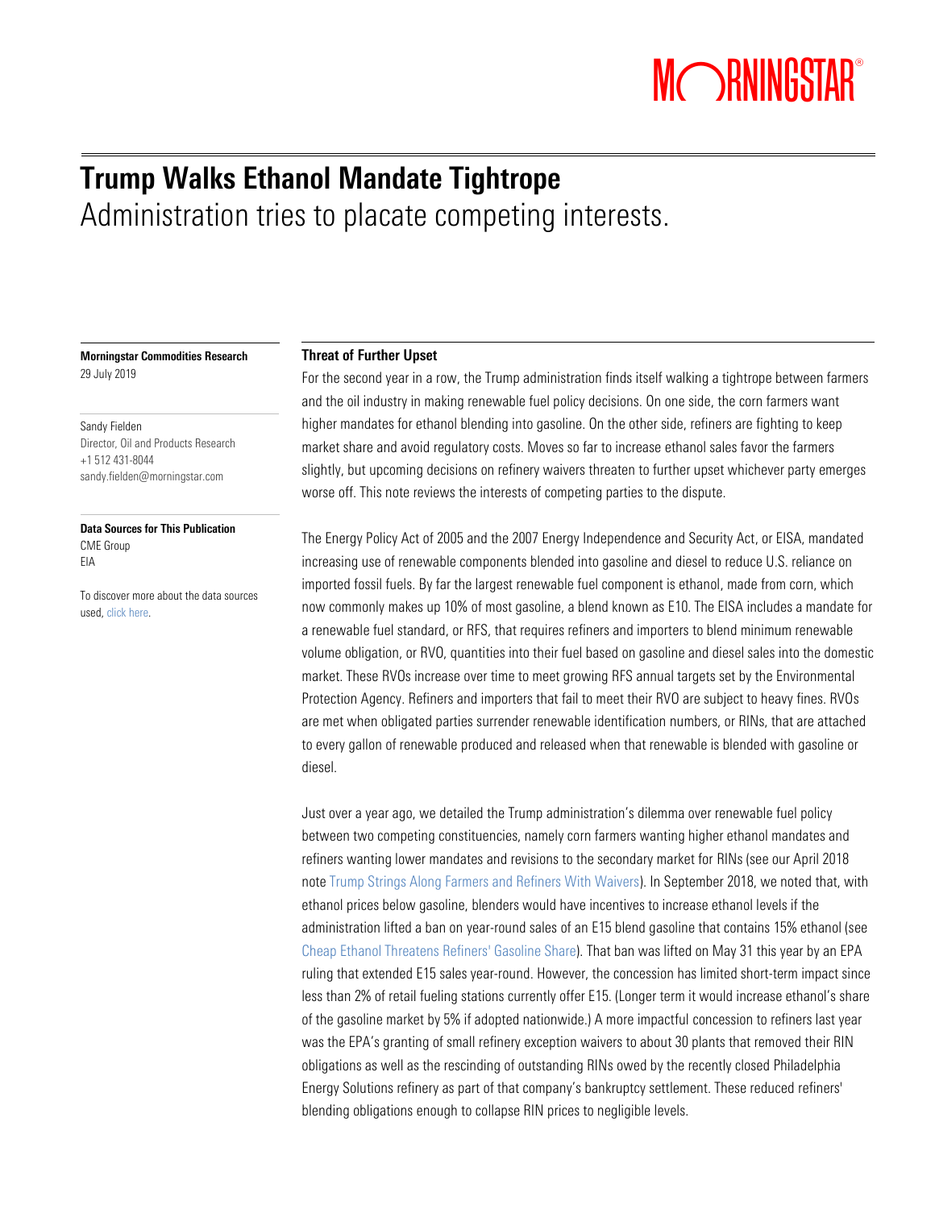# Trump Walks Ethanol Mandate Tightrope

Administration tries to placate competing interests.

**Morningstar Commodities Research**
29 July 2019

Sandy Fielden
Director, Oil and Products Research
+1 512 431-8044
sandy.fielden@morningstar.com

**Data Sources for This Publication**
CME Group
EIA

To discover more about the data sources used, click here.

### Threat of Further Upset

For the second year in a row, the Trump administration finds itself walking a tightrope between farmers and the oil industry in making renewable fuel policy decisions. On one side, the corn farmers want higher mandates for ethanol blending into gasoline. On the other side, refiners are fighting to keep market share and avoid regulatory costs. Moves so far to increase ethanol sales favor the farmers slightly, but upcoming decisions on refinery waivers threaten to further upset whichever party emerges worse off. This note reviews the interests of competing parties to the dispute.

The Energy Policy Act of 2005 and the 2007 Energy Independence and Security Act, or EISA, mandated increasing use of renewable components blended into gasoline and diesel to reduce U.S. reliance on imported fossil fuels. By far the largest renewable fuel component is ethanol, made from corn, which now commonly makes up 10% of most gasoline, a blend known as E10. The EISA includes a mandate for a renewable fuel standard, or RFS, that requires refiners and importers to blend minimum renewable volume obligation, or RVO, quantities into their fuel based on gasoline and diesel sales into the domestic market. These RVOs increase over time to meet growing RFS annual targets set by the Environmental Protection Agency. Refiners and importers that fail to meet their RVO are subject to heavy fines. RVOs are met when obligated parties surrender renewable identification numbers, or RINs, that are attached to every gallon of renewable produced and released when that renewable is blended with gasoline or diesel.

Just over a year ago, we detailed the Trump administration's dilemma over renewable fuel policy between two competing constituencies, namely corn farmers wanting higher ethanol mandates and refiners wanting lower mandates and revisions to the secondary market for RINs (see our April 2018 note Trump Strings Along Farmers and Refiners With Waivers). In September 2018, we noted that, with ethanol prices below gasoline, blenders would have incentives to increase ethanol levels if the administration lifted a ban on year-round sales of an E15 blend gasoline that contains 15% ethanol (see Cheap Ethanol Threatens Refiners' Gasoline Share). That ban was lifted on May 31 this year by an EPA ruling that extended E15 sales year-round. However, the concession has limited short-term impact since less than 2% of retail fueling stations currently offer E15. (Longer term it would increase ethanol's share of the gasoline market by 5% if adopted nationwide.) A more impactful concession to refiners last year was the EPA's granting of small refinery exception waivers to about 30 plants that removed their RIN obligations as well as the rescinding of outstanding RINs owed by the recently closed Philadelphia Energy Solutions refinery as part of that company's bankruptcy settlement. These reduced refiners' blending obligations enough to collapse RIN prices to negligible levels.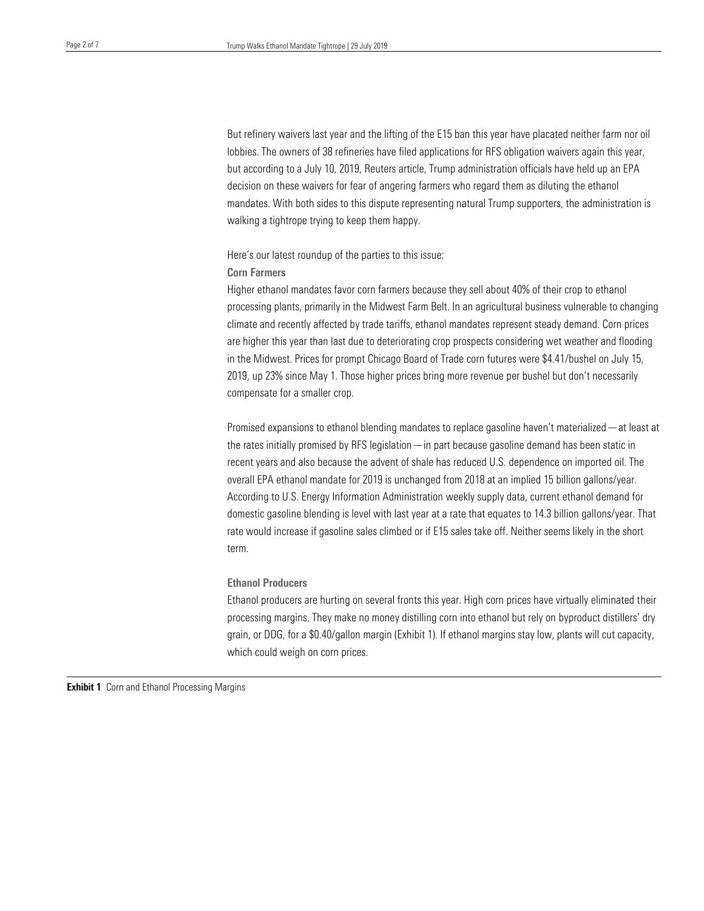But refinery waivers last year and the lifting of the E15 ban this year have placated neither farm nor oil lobbies. The owners of 38 refineries have filed applications for RFS obligation waivers again this year, but according to a July 10, 2019, Reuters article, Trump administration officials have held up an EPA decision on these waivers for fear of angering farmers who regard them as diluting the ethanol mandates. With both sides to this dispute representing natural Trump supporters, the administration is walking a tightrope trying to keep them happy.

Here's our latest roundup of the parties to this issue:

### Corn Farmers

Higher ethanol mandates favor corn farmers because they sell about 40% of their crop to ethanol processing plants, primarily in the Midwest Farm Belt. In an agricultural business vulnerable to changing climate and recently affected by trade tariffs, ethanol mandates represent steady demand. Corn prices are higher this year than last due to deteriorating crop prospects considering wet weather and flooding in the Midwest. Prices for prompt Chicago Board of Trade corn futures were $4.41/bushel on July 15, 2019, up 23% since May 1. Those higher prices bring more revenue per bushel but don't necessarily compensate for a smaller crop.

Promised expansions to ethanol blending mandates to replace gasoline haven't materialized—at least at the rates initially promised by RFS legislation—in part because gasoline demand has been static in recent years and also because the advent of shale has reduced U.S. dependence on imported oil. The overall EPA ethanol mandate for 2019 is unchanged from 2018 at an implied 15 billion gallons/year. According to U.S. Energy Information Administration weekly supply data, current ethanol demand for domestic gasoline blending is level with last year at a rate that equates to 14.3 billion gallons/year. That rate would increase if gasoline sales climbed or if E15 sales take off. Neither seems likely in the short term.

### Ethanol Producers

Ethanol producers are hurting on several fronts this year. High corn prices have virtually eliminated their processing margins. They make no money distilling corn into ethanol but rely on byproduct distillers' dry grain, or DDG, for a $0.40/gallon margin (Exhibit 1). If ethanol margins stay low, plants will cut capacity, which could weigh on corn prices.

**Exhibit 1** Corn and Ethanol Processing Margins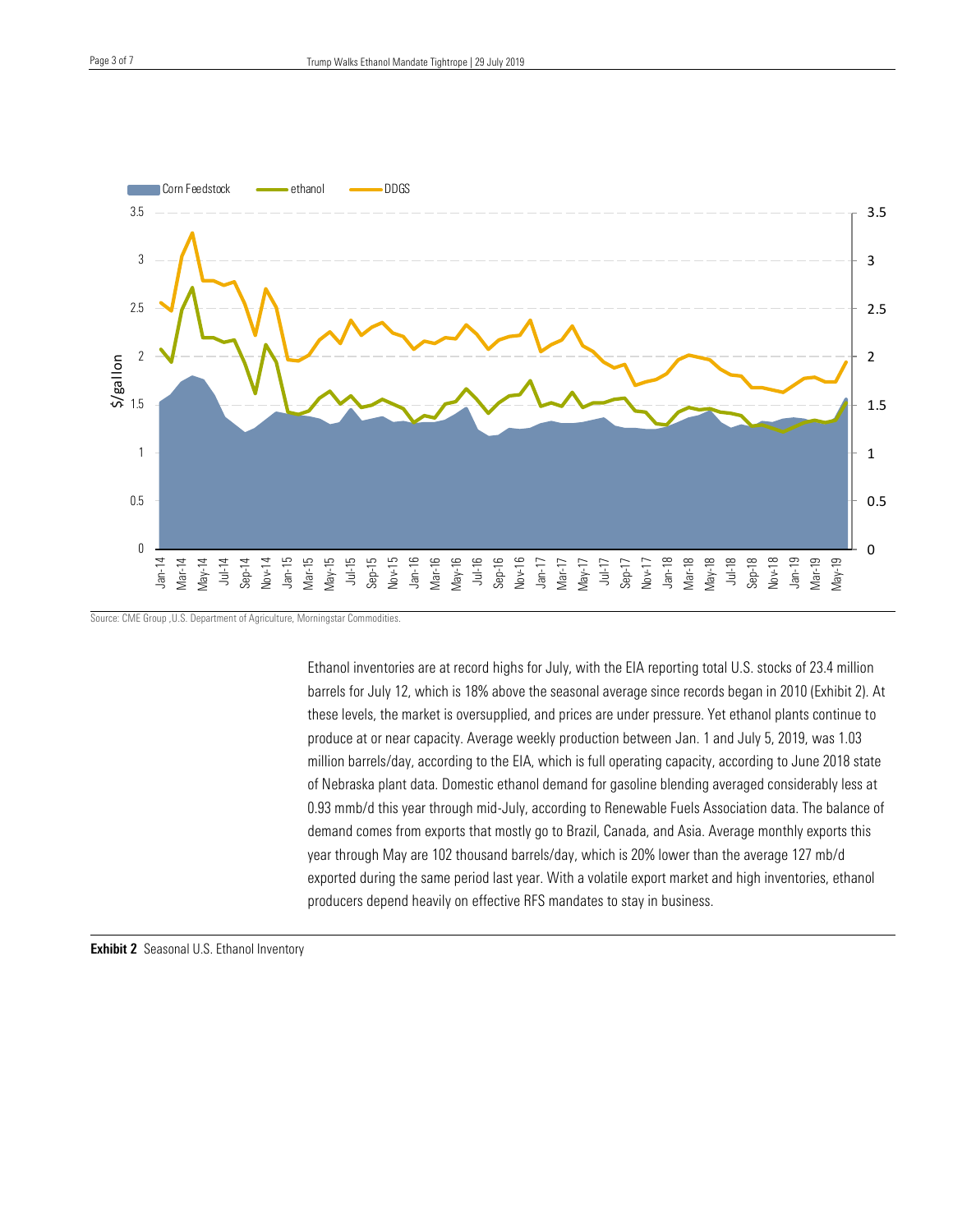Source: CME Group ,U.S. Department of Agriculture, Morningstar Commodities.

Ethanol inventories are at record highs for July, with the EIA reporting total U.S. stocks of 23.4 million barrels for July 12, which is 18% above the seasonal average since records began in 2010 (Exhibit 2). At these levels, the market is oversupplied, and prices are under pressure. Yet ethanol plants continue to produce at or near capacity. Average weekly production between Jan. 1 and July 5, 2019, was 1.03 million barrels/day, according to the EIA, which is full operating capacity, according to June 2018 state of Nebraska plant data. Domestic ethanol demand for gasoline blending averaged considerably less at 0.93 mmb/d this year through mid-July, according to Renewable Fuels Association data. The balance of demand comes from exports that mostly go to Brazil, Canada, and Asia. Average monthly exports this year through May are 102 thousand barrels/day, which is 20% lower than the average 127 mb/d exported during the same period last year. With a volatile export market and high inventories, ethanol producers depend heavily on effective RFS mandates to stay in business.

**Exhibit 2** Seasonal U.S. Ethanol Inventory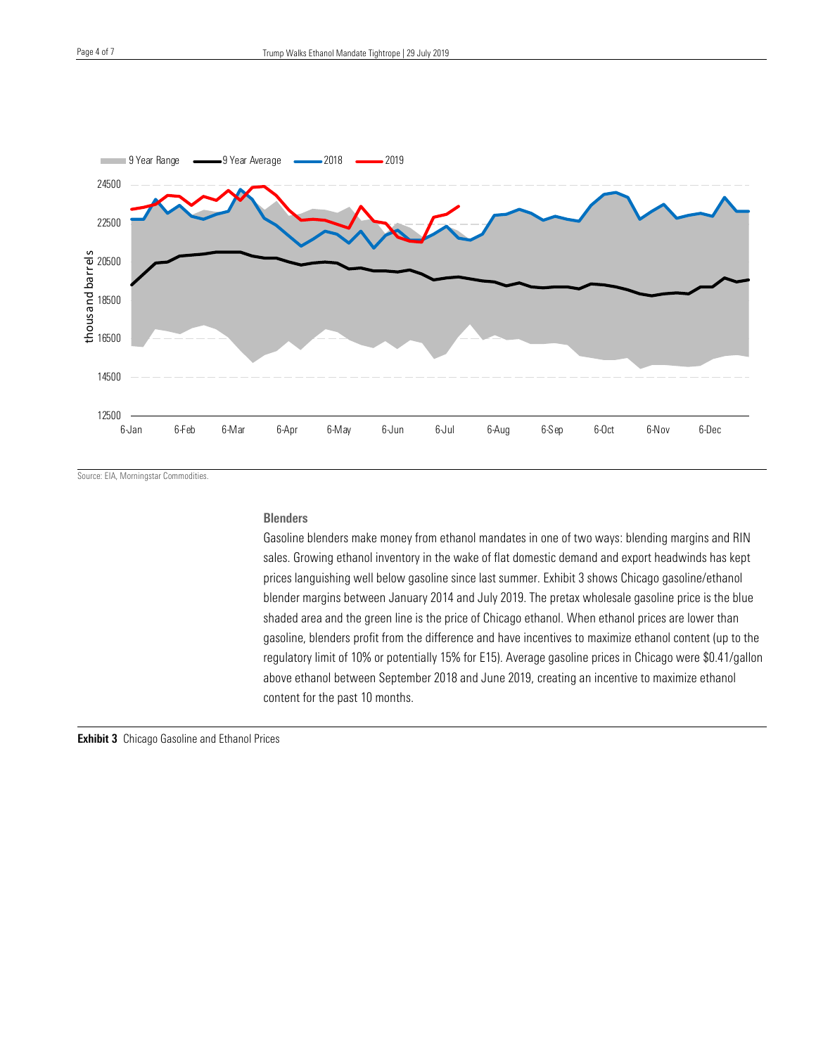Source: EIA, Morningstar Commodities.

### Blenders

Gasoline blenders make money from ethanol mandates in one of two ways: blending margins and RIN sales. Growing ethanol inventory in the wake of flat domestic demand and export headwinds has kept prices languishing well below gasoline since last summer. Exhibit 3 shows Chicago gasoline/ethanol blender margins between January 2014 and July 2019. The pretax wholesale gasoline price is the blue shaded area and the green line is the price of Chicago ethanol. When ethanol prices are lower than gasoline, blenders profit from the difference and have incentives to maximize ethanol content (up to the regulatory limit of 10% or potentially 15% for E15). Average gasoline prices in Chicago were $0.41/gallon above ethanol between September 2018 and June 2019, creating an incentive to maximize ethanol content for the past 10 months.

**Exhibit 3** Chicago Gasoline and Ethanol Prices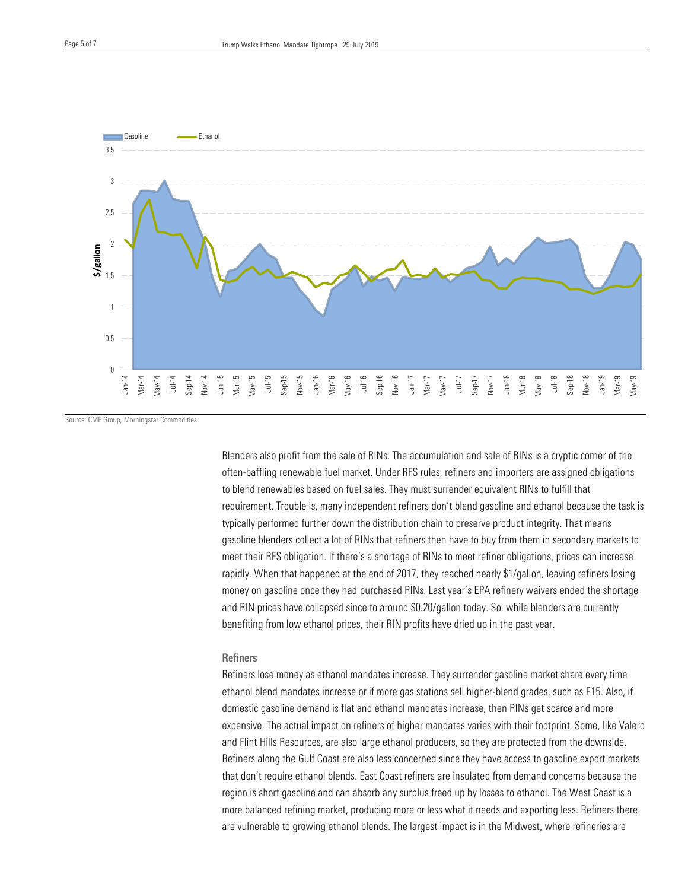Source: CME Group, Morningstar Commodities.

Blenders also profit from the sale of RINs. The accumulation and sale of RINs is a cryptic corner of the often-baffling renewable fuel market. Under RFS rules, refiners and importers are assigned obligations to blend renewables based on fuel sales. They must surrender equivalent RINs to fulfill that requirement. Trouble is, many independent refiners don't blend gasoline and ethanol because the task is typically performed further down the distribution chain to preserve product integrity. That means gasoline blenders collect a lot of RINs that refiners then have to buy from them in secondary markets to meet their RFS obligation. If there's a shortage of RINs to meet refiner obligations, prices can increase rapidly. When that happened at the end of 2017, they reached nearly $1/gallon, leaving refiners losing money on gasoline once they had purchased RINs. Last year's EPA refinery waivers ended the shortage and RIN prices have collapsed since to around $0.20/gallon today. So, while blenders are currently benefiting from low ethanol prices, their RIN profits have dried up in the past year.

### Refiners

Refiners lose money as ethanol mandates increase. They surrender gasoline market share every time ethanol blend mandates increase or if more gas stations sell higher-blend grades, such as E15. Also, if domestic gasoline demand is flat and ethanol mandates increase, then RINs get scarce and more expensive. The actual impact on refiners of higher mandates varies with their footprint. Some, like Valero and Flint Hills Resources, are also large ethanol producers, so they are protected from the downside. Refiners along the Gulf Coast are also less concerned since they have access to gasoline export markets that don't require ethanol blends. East Coast refiners are insulated from demand concerns because the region is short gasoline and can absorb any surplus freed up by losses to ethanol. The West Coast is a more balanced refining market, producing more or less what it needs and exporting less. Refiners there are vulnerable to growing ethanol blends. The largest impact is in the Midwest, where refineries are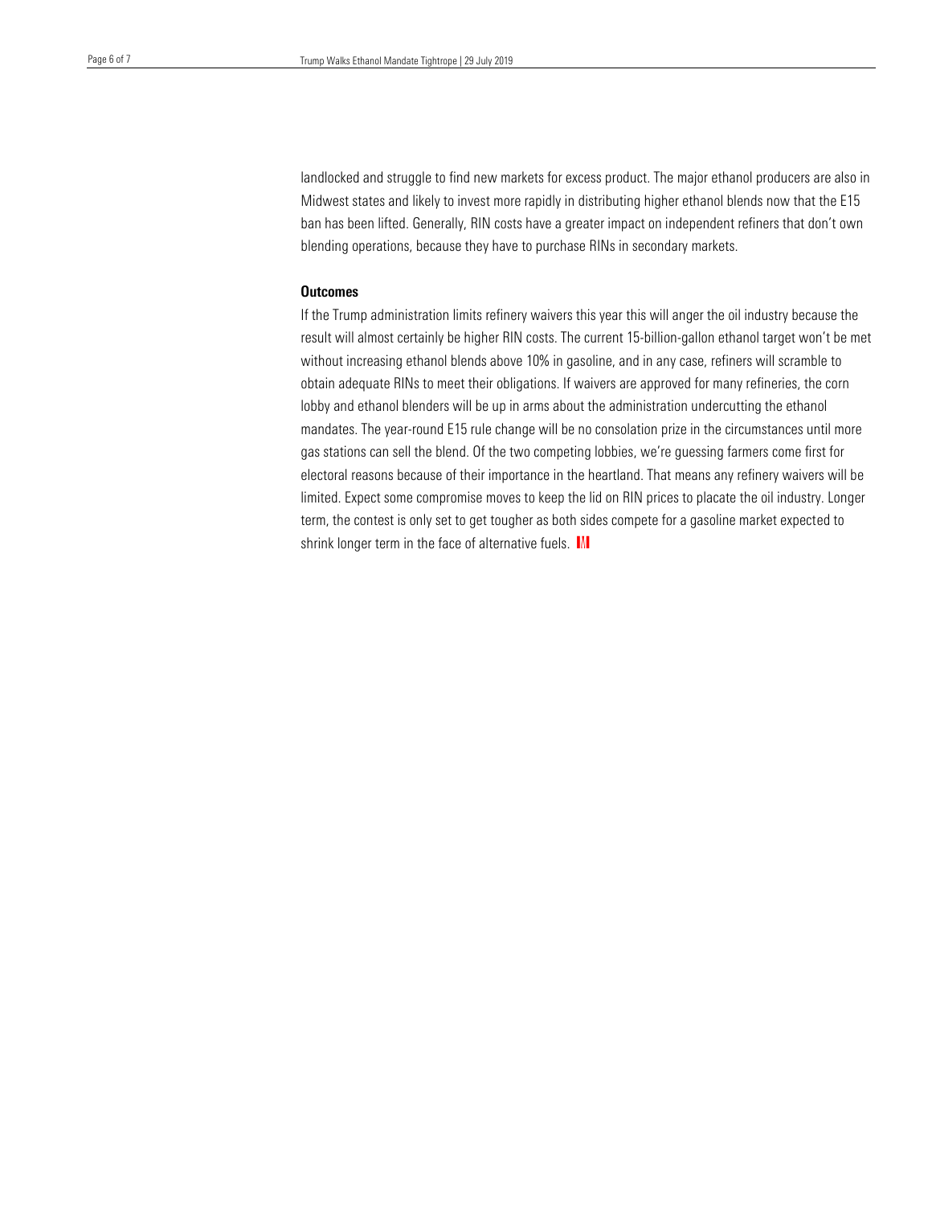landlocked and struggle to find new markets for excess product. The major ethanol producers are also in Midwest states and likely to invest more rapidly in distributing higher ethanol blends now that the E15 ban has been lifted. Generally, RIN costs have a greater impact on independent refiners that don't own blending operations, because they have to purchase RINs in secondary markets.

### Outcomes

If the Trump administration limits refinery waivers this year this will anger the oil industry because the result will almost certainly be higher RIN costs. The current 15-billion-gallon ethanol target won't be met without increasing ethanol blends above 10% in gasoline, and in any case, refiners will scramble to obtain adequate RINs to meet their obligations. If waivers are approved for many refineries, the corn lobby and ethanol blenders will be up in arms about the administration undercutting the ethanol mandates. The year-round E15 rule change will be no consolation prize in the circumstances until more gas stations can sell the blend. Of the two competing lobbies, we're guessing farmers come first for electoral reasons because of their importance in the heartland. That means any refinery waivers will be limited. Expect some compromise moves to keep the lid on RIN prices to placate the oil industry. Longer term, the contest is only set to get tougher as both sides compete for a gasoline market expected to shrink longer term in the face of alternative fuels.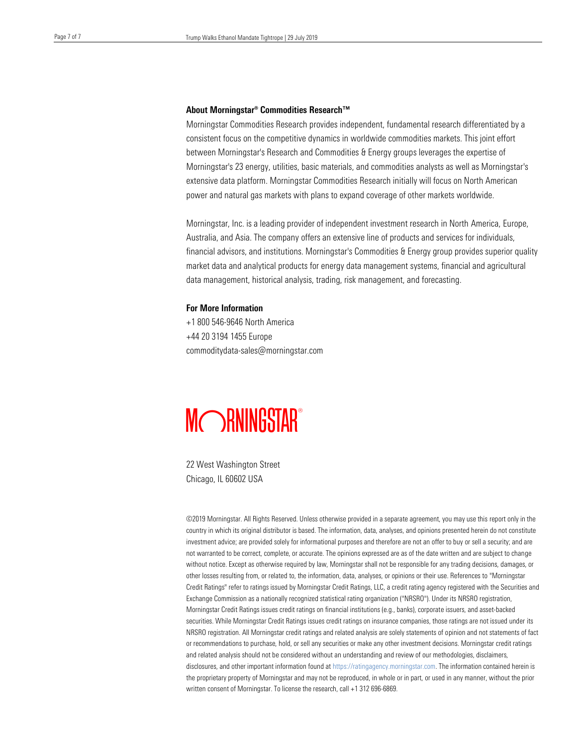### About Morningstar® Commodities Research™

Morningstar Commodities Research provides independent, fundamental research differentiated by a consistent focus on the competitive dynamics in worldwide commodities markets. This joint effort between Morningstar's Research and Commodities & Energy groups leverages the expertise of Morningstar's 23 energy, utilities, basic materials, and commodities analysts as well as Morningstar's extensive data platform. Morningstar Commodities Research initially will focus on North American power and natural gas markets with plans to expand coverage of other markets worldwide.

Morningstar, Inc. is a leading provider of independent investment research in North America, Europe, Australia, and Asia. The company offers an extensive line of products and services for individuals, financial advisors, and institutions. Morningstar's Commodities & Energy group provides superior quality market data and analytical products for energy data management systems, financial and agricultural data management, historical analysis, trading, risk management, and forecasting.

### For More Information

+1 800 546-9646 North America
+44 20 3194 1455 Europe
commoditydata-sales@morningstar.com

MORNINGSTAR®

22 West Washington Street
Chicago, IL 60602 USA

©2019 Morningstar. All Rights Reserved. Unless otherwise provided in a separate agreement, you may use this report only in the country in which its original distributor is based. The information, data, analyses, and opinions presented herein do not constitute investment advice; are provided solely for informational purposes and therefore are not an offer to buy or sell a security; and are not warranted to be correct, complete, or accurate. The opinions expressed are as of the date written and are subject to change without notice. Except as otherwise required by law, Morningstar shall not be responsible for any trading decisions, damages, or other losses resulting from, or related to, the information, data, analyses, or opinions or their use. References to "Morningstar Credit Ratings" refer to ratings issued by Morningstar Credit Ratings, LLC, a credit rating agency registered with the Securities and Exchange Commission as a nationally recognized statistical rating organization ("NRSRO"). Under its NRSRO registration, Morningstar Credit Ratings issues credit ratings on financial institutions (e.g., banks), corporate issuers, and asset-backed securities. While Morningstar Credit Ratings issues credit ratings on insurance companies, those ratings are not issued under its NRSRO registration. All Morningstar credit ratings and related analysis are solely statements of opinion and not statements of fact or recommendations to purchase, hold, or sell any securities or make any other investment decisions. Morningstar credit ratings and related analysis should not be considered without an understanding and review of our methodologies, disclaimers, disclosures, and other important information found at https://ratingagency.morningstar.com. The information contained herein is the proprietary property of Morningstar and may not be reproduced, in whole or in part, or used in any manner, without the prior written consent of Morningstar. To license the research, call +1 312 696-6869.